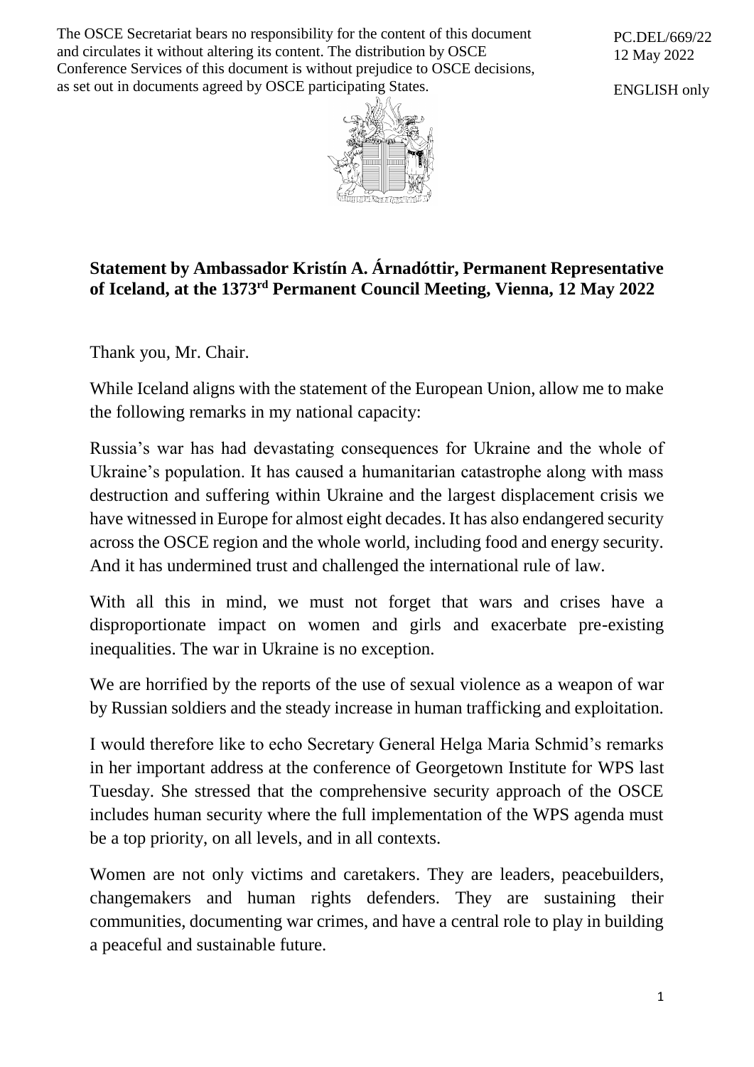The OSCE Secretariat bears no responsibility for the content of this document and circulates it without altering its content. The distribution by OSCE Conference Services of this document is without prejudice to OSCE decisions, as set out in documents agreed by OSCE participating States.

PC.DEL/669/22
12 May 2022

ENGLISH only

**Statement by Ambassador Kristín A. Árnadóttir, Permanent Representative of Iceland, at the 1373rd Permanent Council Meeting, Vienna, 12 May 2022**

Thank you, Mr. Chair.

While Iceland aligns with the statement of the European Union, allow me to make the following remarks in my national capacity:

Russia's war has had devastating consequences for Ukraine and the whole of Ukraine's population. It has caused a humanitarian catastrophe along with mass destruction and suffering within Ukraine and the largest displacement crisis we have witnessed in Europe for almost eight decades. It has also endangered security across the OSCE region and the whole world, including food and energy security. And it has undermined trust and challenged the international rule of law.

With all this in mind, we must not forget that wars and crises have a disproportionate impact on women and girls and exacerbate pre-existing inequalities. The war in Ukraine is no exception.

We are horrified by the reports of the use of sexual violence as a weapon of war by Russian soldiers and the steady increase in human trafficking and exploitation.

I would therefore like to echo Secretary General Helga Maria Schmid's remarks in her important address at the conference of Georgetown Institute for WPS last Tuesday. She stressed that the comprehensive security approach of the OSCE includes human security where the full implementation of the WPS agenda must be a top priority, on all levels, and in all contexts.

Women are not only victims and caretakers. They are leaders, peacebuilders, changemakers and human rights defenders. They are sustaining their communities, documenting war crimes, and have a central role to play in building a peaceful and sustainable future.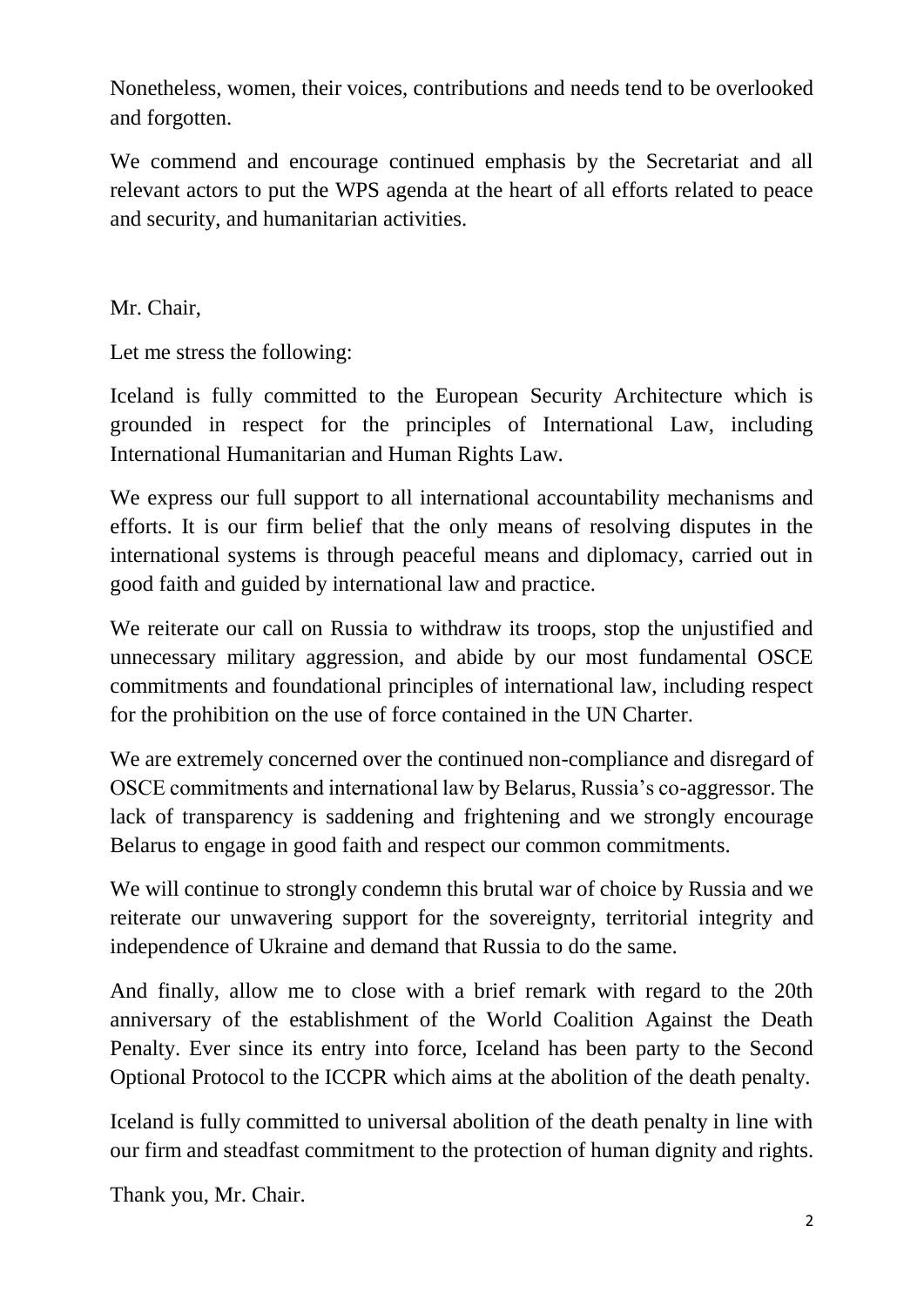Nonetheless, women, their voices, contributions and needs tend to be overlooked and forgotten.

We commend and encourage continued emphasis by the Secretariat and all relevant actors to put the WPS agenda at the heart of all efforts related to peace and security, and humanitarian activities.

Mr. Chair,

Let me stress the following:

Iceland is fully committed to the European Security Architecture which is grounded in respect for the principles of International Law, including International Humanitarian and Human Rights Law.

We express our full support to all international accountability mechanisms and efforts. It is our firm belief that the only means of resolving disputes in the international systems is through peaceful means and diplomacy, carried out in good faith and guided by international law and practice.

We reiterate our call on Russia to withdraw its troops, stop the unjustified and unnecessary military aggression, and abide by our most fundamental OSCE commitments and foundational principles of international law, including respect for the prohibition on the use of force contained in the UN Charter.

We are extremely concerned over the continued non-compliance and disregard of OSCE commitments and international law by Belarus, Russia's co-aggressor. The lack of transparency is saddening and frightening and we strongly encourage Belarus to engage in good faith and respect our common commitments.

We will continue to strongly condemn this brutal war of choice by Russia and we reiterate our unwavering support for the sovereignty, territorial integrity and independence of Ukraine and demand that Russia to do the same.

And finally, allow me to close with a brief remark with regard to the 20th anniversary of the establishment of the World Coalition Against the Death Penalty. Ever since its entry into force, Iceland has been party to the Second Optional Protocol to the ICCPR which aims at the abolition of the death penalty.

Iceland is fully committed to universal abolition of the death penalty in line with our firm and steadfast commitment to the protection of human dignity and rights.

Thank you, Mr. Chair.